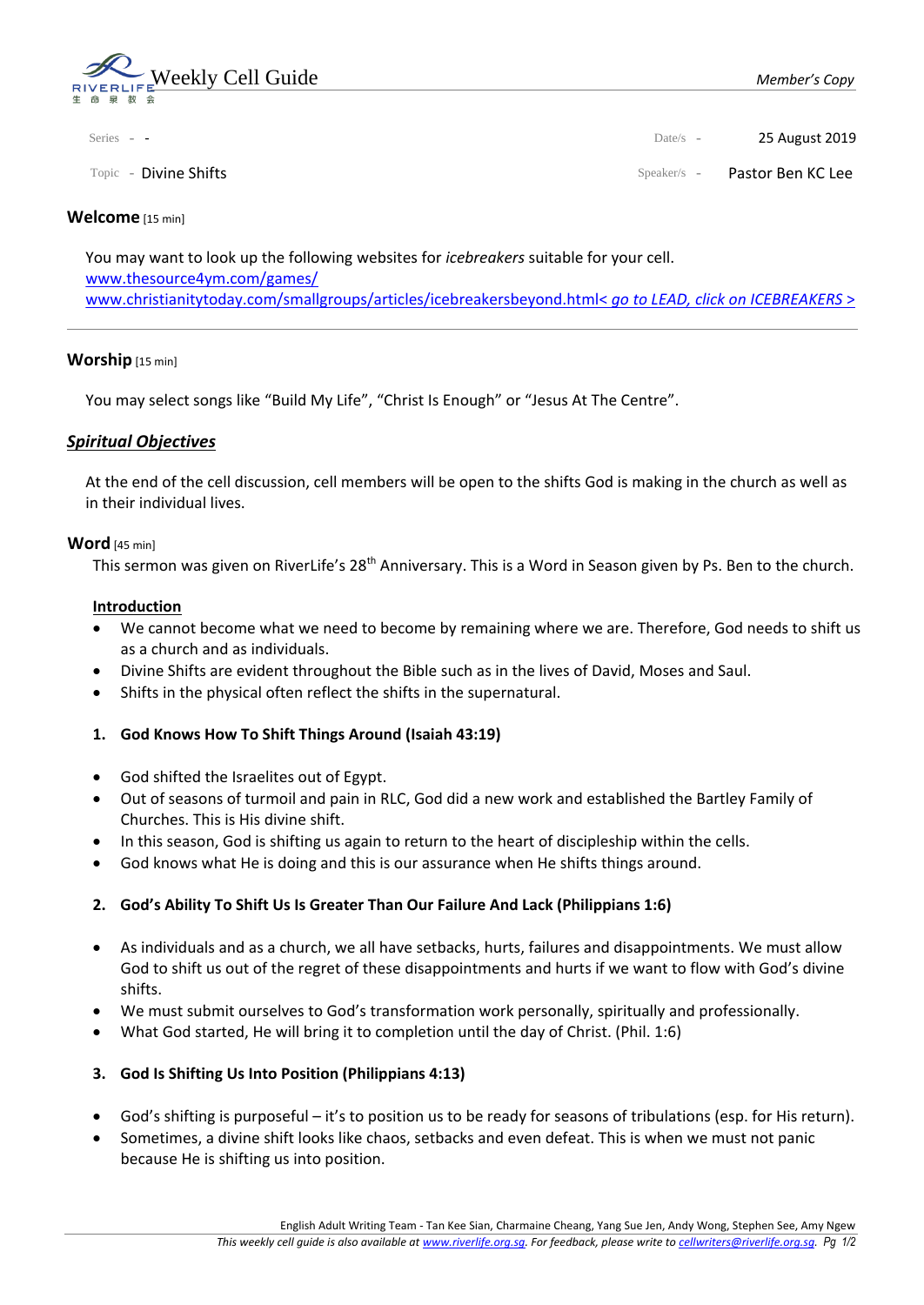# Weekly Cell Guide

*Member's Copy*

Series - -

Date/s - 25 August 2019

Topic - Divine Shifts

Speaker/s - Pastor Ben KC Lee

## Welcome [15 min]

You may want to look up the following websites for *icebreakers* suitable for your cell.
www.thesource4ym.com/games/
www.christianitytoday.com/smallgroups/articles/icebreakersbeyond.html< *go to LEAD, click on ICEBREAKERS >*

---

## Worship [15 min]

You may select songs like "Build My Life", "Christ Is Enough" or "Jesus At The Centre".

## ***Spiritual Objectives***

At the end of the cell discussion, cell members will be open to the shifts God is making in the church as well as in their individual lives.

## Word [45 min]

This sermon was given on RiverLife's 28th Anniversary. This is a Word in Season given by Ps. Ben to the church.

**Introduction**

- We cannot become what we need to become by remaining where we are. Therefore, God needs to shift us as a church and as individuals.
- Divine Shifts are evident throughout the Bible such as in the lives of David, Moses and Saul.
- Shifts in the physical often reflect the shifts in the supernatural.

**1. God Knows How To Shift Things Around (Isaiah 43:19)**

- God shifted the Israelites out of Egypt.
- Out of seasons of turmoil and pain in RLC, God did a new work and established the Bartley Family of Churches. This is His divine shift.
- In this season, God is shifting us again to return to the heart of discipleship within the cells.
- God knows what He is doing and this is our assurance when He shifts things around.

**2. God's Ability To Shift Us Is Greater Than Our Failure And Lack (Philippians 1:6)**

- As individuals and as a church, we all have setbacks, hurts, failures and disappointments. We must allow God to shift us out of the regret of these disappointments and hurts if we want to flow with God's divine shifts.
- We must submit ourselves to God's transformation work personally, spiritually and professionally.
- What God started, He will bring it to completion until the day of Christ. (Phil. 1:6)

**3. God Is Shifting Us Into Position (Philippians 4:13)**

- God's shifting is purposeful – it's to position us to be ready for seasons of tribulations (esp. for His return).
- Sometimes, a divine shift looks like chaos, setbacks and even defeat. This is when we must not panic because He is shifting us into position.

English Adult Writing Team - Tan Kee Sian, Charmaine Cheang, Yang Sue Jen, Andy Wong, Stephen See, Amy Ngew
*This weekly cell guide is also available at www.riverlife.org.sg. For feedback, please write to cellwriters@riverlife.org.sg.*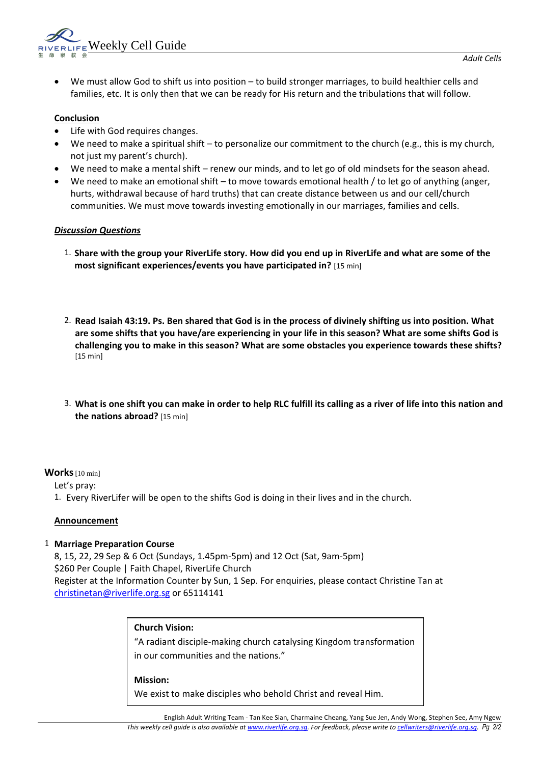- We must allow God to shift us into position – to build stronger marriages, to build healthier cells and families, etc. It is only then that we can be ready for His return and the tribulations that will follow.

**Conclusion**

- Life with God requires changes.
- We need to make a spiritual shift – to personalize our commitment to the church (e.g., this is my church, not just my parent's church).
- We need to make a mental shift – renew our minds, and to let go of old mindsets for the season ahead.
- We need to make an emotional shift – to move towards emotional health / to let go of anything (anger, hurts, withdrawal because of hard truths) that can create distance between us and our cell/church communities. We must move towards investing emotionally in our marriages, families and cells.

***Discussion Questions***

1. **Share with the group your RiverLife story. How did you end up in RiverLife and what are some of the most significant experiences/events you have participated in?** [15 min]

2. **Read Isaiah 43:19. Ps. Ben shared that God is in the process of divinely shifting us into position. What are some shifts that you have/are experiencing in your life in this season? What are some shifts God is challenging you to make in this season? What are some obstacles you experience towards these shifts?** [15 min]

3. **What is one shift you can make in order to help RLC fulfill its calling as a river of life into this nation and the nations abroad?** [15 min]

## Works [10 min]

Let's pray:

1. Every RiverLifer will be open to the shifts God is doing in their lives and in the church.

**Announcement**

1. **Marriage Preparation Course**
   8, 15, 22, 29 Sep & 6 Oct (Sundays, 1.45pm-5pm) and 12 Oct (Sat, 9am-5pm)
   $260 Per Couple | Faith Chapel, RiverLife Church
   Register at the Information Counter by Sun, 1 Sep. For enquiries, please contact Christine Tan at christinetan@riverlife.org.sg or 65114141

**Church Vision:**
"A radiant disciple-making church catalysing Kingdom transformation in our communities and the nations."

**Mission:**
We exist to make disciples who behold Christ and reveal Him.

English Adult Writing Team - Tan Kee Sian, Charmaine Cheang, Yang Sue Jen, Andy Wong, Stephen See, Amy Ngew